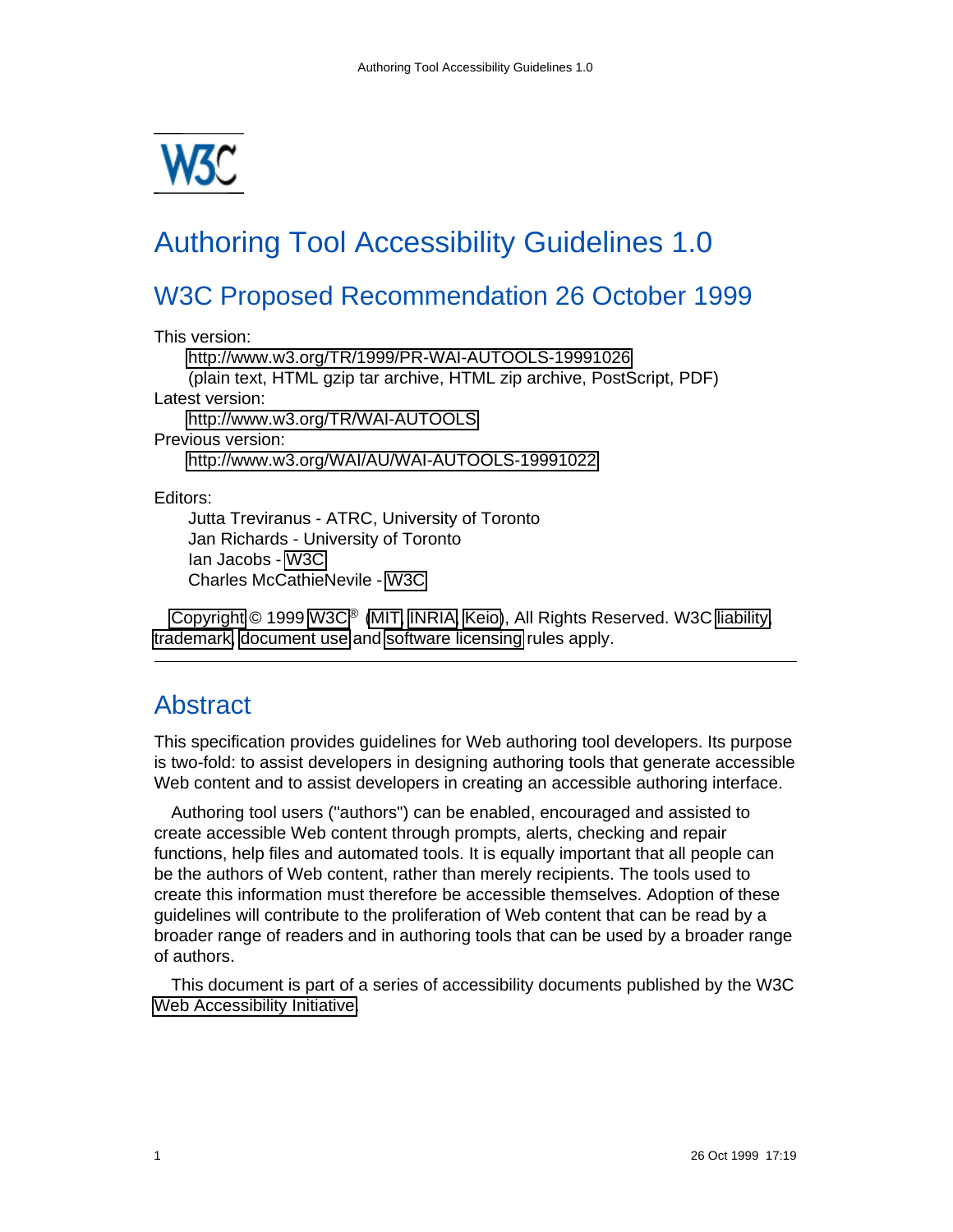# Authoring Tool Accessibility Guidelines 1.0

## W3C Proposed Recommendation 26 October 1999

This version:
  http://www.w3.org/TR/1999/PR-WAI-AUTOOLS-19991026
  (plain text, HTML gzip tar archive, HTML zip archive, PostScript, PDF)
Latest version:
  http://www.w3.org/TR/WAI-AUTOOLS
Previous version:
  http://www.w3.org/WAI/AU/WAI-AUTOOLS-19991022

Editors:
  Jutta Treviranus - ATRC, University of Toronto
  Jan Richards - University of Toronto
  Ian Jacobs - W3C
  Charles McCathieNevile - W3C

Copyright © 1999 W3C® (MIT, INRIA, Keio), All Rights Reserved. W3C liability, trademark, document use and software licensing rules apply.

---

## Abstract

This specification provides guidelines for Web authoring tool developers. Its purpose is two-fold: to assist developers in designing authoring tools that generate accessible Web content and to assist developers in creating an accessible authoring interface.

Authoring tool users ("authors") can be enabled, encouraged and assisted to create accessible Web content through prompts, alerts, checking and repair functions, help files and automated tools. It is equally important that all people can be the authors of Web content, rather than merely recipients. The tools used to create this information must therefore be accessible themselves. Adoption of these guidelines will contribute to the proliferation of Web content that can be read by a broader range of readers and in authoring tools that can be used by a broader range of authors.

This document is part of a series of accessibility documents published by the W3C Web Accessibility Initiative.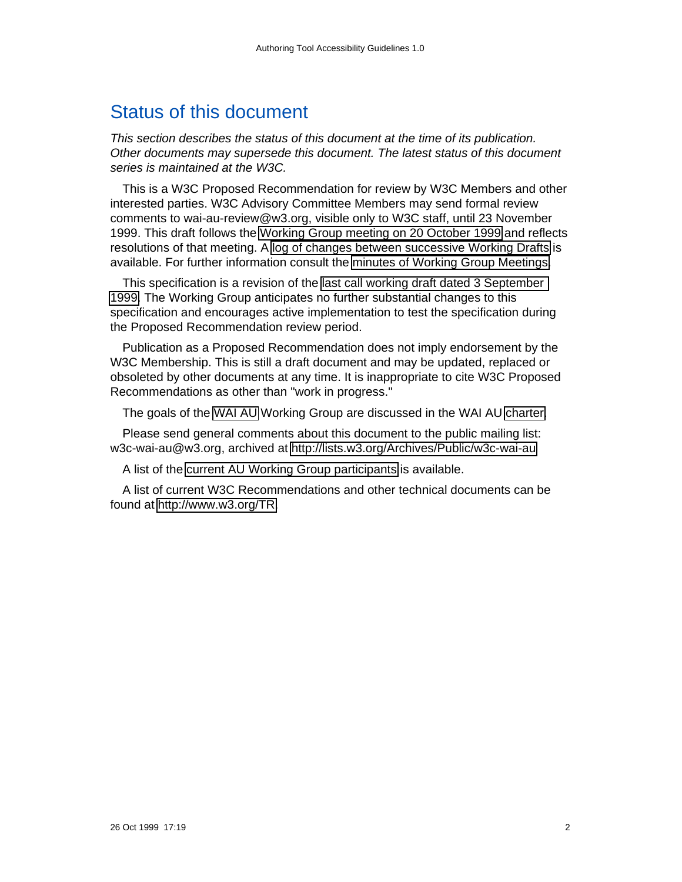## Status of this document

*This section describes the status of this document at the time of its publication. Other documents may supersede this document. The latest status of this document series is maintained at the W3C.*

This is a W3C Proposed Recommendation for review by W3C Members and other interested parties. W3C Advisory Committee Members may send formal review comments to wai-au-review@w3.org, visible only to W3C staff, until 23 November 1999. This draft follows the Working Group meeting on 20 October 1999 and reflects resolutions of that meeting. A log of changes between successive Working Drafts is available. For further information consult the minutes of Working Group Meetings.

This specification is a revision of the last call working draft dated 3 September 1999. The Working Group anticipates no further substantial changes to this specification and encourages active implementation to test the specification during the Proposed Recommendation review period.

Publication as a Proposed Recommendation does not imply endorsement by the W3C Membership. This is still a draft document and may be updated, replaced or obsoleted by other documents at any time. It is inappropriate to cite W3C Proposed Recommendations as other than "work in progress."

The goals of the WAI AU Working Group are discussed in the WAI AU charter.

Please send general comments about this document to the public mailing list: w3c-wai-au@w3.org, archived at http://lists.w3.org/Archives/Public/w3c-wai-au

A list of the current AU Working Group participants is available.

A list of current W3C Recommendations and other technical documents can be found at http://www.w3.org/TR.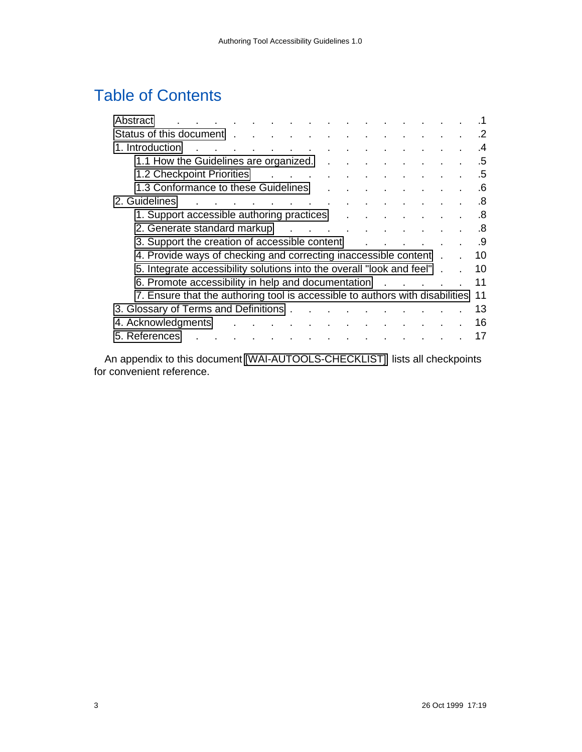# Table of Contents

- Abstract . . . 1
- Status of this document . . . 2
- 1. Introduction . . . 4
  - 1.1 How the Guidelines are organized. . . . 5
  - 1.2 Checkpoint Priorities . . . 5
  - 1.3 Conformance to these Guidelines . . . 6
- 2. Guidelines . . . 8
  - 1. Support accessible authoring practices . . . 8
  - 2. Generate standard markup . . . 8
  - 3. Support the creation of accessible content . . . 9
  - 4. Provide ways of checking and correcting inaccessible content . . . 10
  - 5. Integrate accessibility solutions into the overall "look and feel" . . . 10
  - 6. Promote accessibility in help and documentation . . . 11
  - 7. Ensure that the authoring tool is accessible to authors with disabilities 11
- 3. Glossary of Terms and Definitions . . . 13
- 4. Acknowledgments . . . 16
- 5. References . . . 17

An appendix to this document [WAI-AUTOOLS-CHECKLIST] lists all checkpoints for convenient reference.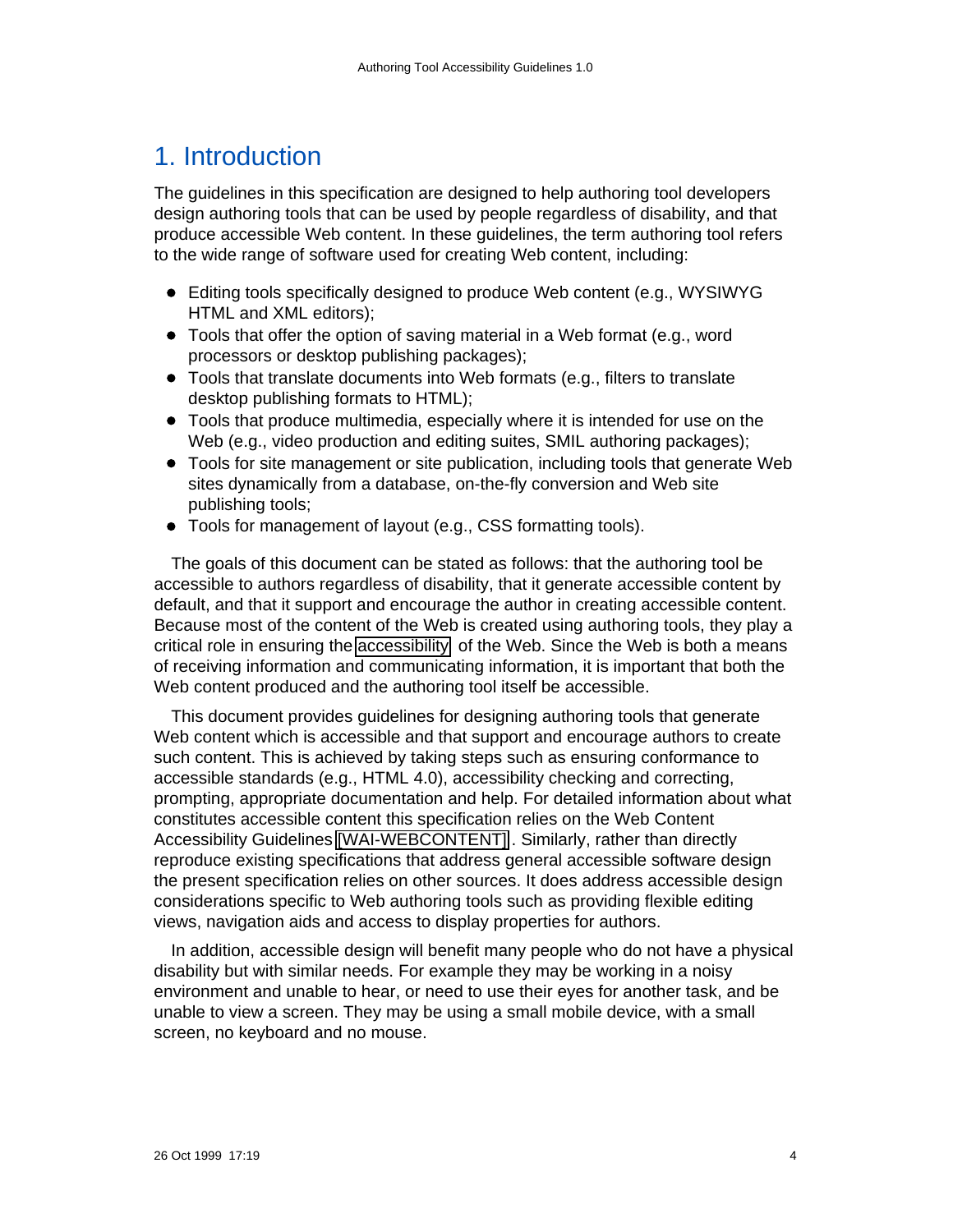# 1. Introduction

The guidelines in this specification are designed to help authoring tool developers design authoring tools that can be used by people regardless of disability, and that produce accessible Web content. In these guidelines, the term authoring tool refers to the wide range of software used for creating Web content, including:

- Editing tools specifically designed to produce Web content (e.g., WYSIWYG HTML and XML editors);
- Tools that offer the option of saving material in a Web format (e.g., word processors or desktop publishing packages);
- Tools that translate documents into Web formats (e.g., filters to translate desktop publishing formats to HTML);
- Tools that produce multimedia, especially where it is intended for use on the Web (e.g., video production and editing suites, SMIL authoring packages);
- Tools for site management or site publication, including tools that generate Web sites dynamically from a database, on-the-fly conversion and Web site publishing tools;
- Tools for management of layout (e.g., CSS formatting tools).

The goals of this document can be stated as follows: that the authoring tool be accessible to authors regardless of disability, that it generate accessible content by default, and that it support and encourage the author in creating accessible content. Because most of the content of the Web is created using authoring tools, they play a critical role in ensuring the accessibility of the Web. Since the Web is both a means of receiving information and communicating information, it is important that both the Web content produced and the authoring tool itself be accessible.

This document provides guidelines for designing authoring tools that generate Web content which is accessible and that support and encourage authors to create such content. This is achieved by taking steps such as ensuring conformance to accessible standards (e.g., HTML 4.0), accessibility checking and correcting, prompting, appropriate documentation and help. For detailed information about what constitutes accessible content this specification relies on the Web Content Accessibility Guidelines [WAI-WEBCONTENT]. Similarly, rather than directly reproduce existing specifications that address general accessible software design the present specification relies on other sources. It does address accessible design considerations specific to Web authoring tools such as providing flexible editing views, navigation aids and access to display properties for authors.

In addition, accessible design will benefit many people who do not have a physical disability but with similar needs. For example they may be working in a noisy environment and unable to hear, or need to use their eyes for another task, and be unable to view a screen. They may be using a small mobile device, with a small screen, no keyboard and no mouse.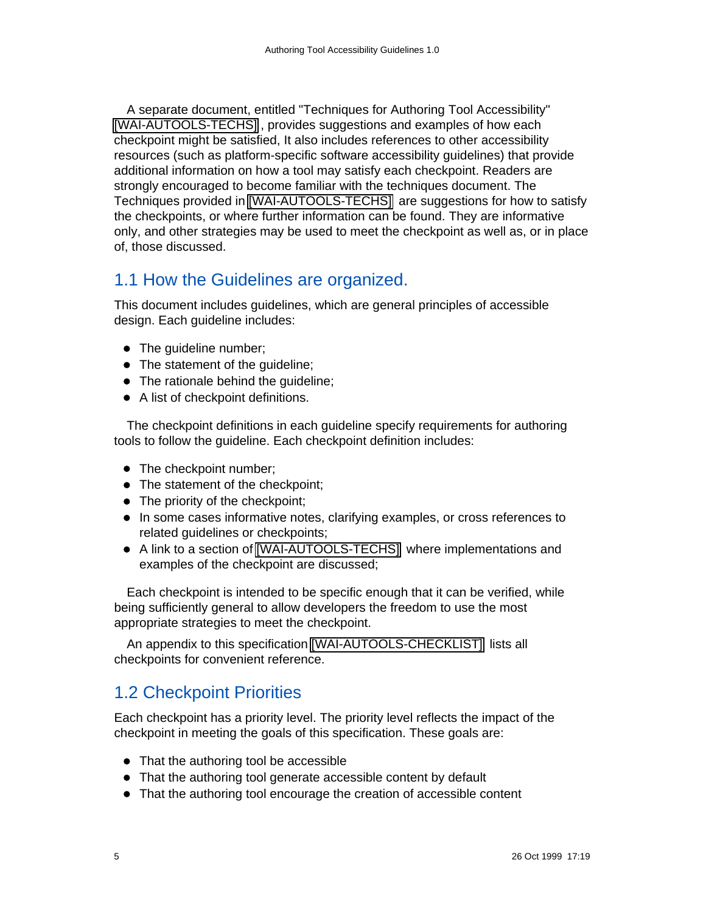A separate document, entitled "Techniques for Authoring Tool Accessibility" [WAI-AUTOOLS-TECHS], provides suggestions and examples of how each checkpoint might be satisfied, It also includes references to other accessibility resources (such as platform-specific software accessibility guidelines) that provide additional information on how a tool may satisfy each checkpoint. Readers are strongly encouraged to become familiar with the techniques document. The Techniques provided in [WAI-AUTOOLS-TECHS] are suggestions for how to satisfy the checkpoints, or where further information can be found. They are informative only, and other strategies may be used to meet the checkpoint as well as, or in place of, those discussed.

## 1.1 How the Guidelines are organized.

This document includes guidelines, which are general principles of accessible design. Each guideline includes:

- The guideline number;
- The statement of the guideline;
- The rationale behind the guideline;
- A list of checkpoint definitions.

The checkpoint definitions in each guideline specify requirements for authoring tools to follow the guideline. Each checkpoint definition includes:

- The checkpoint number;
- The statement of the checkpoint;
- The priority of the checkpoint;
- In some cases informative notes, clarifying examples, or cross references to related guidelines or checkpoints;
- A link to a section of [WAI-AUTOOLS-TECHS] where implementations and examples of the checkpoint are discussed;

Each checkpoint is intended to be specific enough that it can be verified, while being sufficiently general to allow developers the freedom to use the most appropriate strategies to meet the checkpoint.

An appendix to this specification [WAI-AUTOOLS-CHECKLIST] lists all checkpoints for convenient reference.

## 1.2 Checkpoint Priorities

Each checkpoint has a priority level. The priority level reflects the impact of the checkpoint in meeting the goals of this specification. These goals are:

- That the authoring tool be accessible
- That the authoring tool generate accessible content by default
- That the authoring tool encourage the creation of accessible content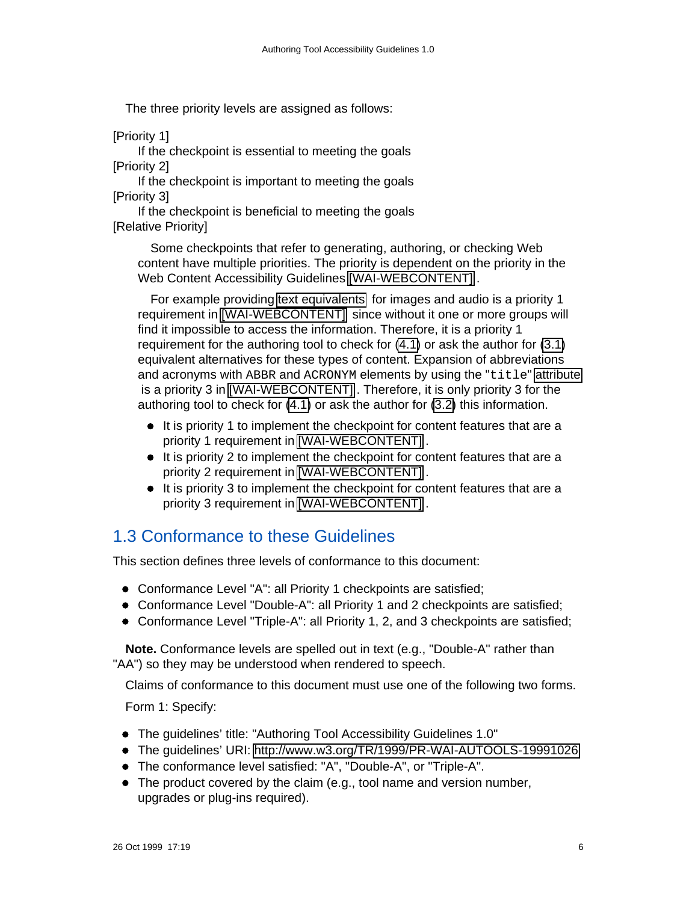The three priority levels are assigned as follows:

[Priority 1]
: If the checkpoint is essential to meeting the goals

[Priority 2]
: If the checkpoint is important to meeting the goals

[Priority 3]
: If the checkpoint is beneficial to meeting the goals

[Relative Priority]

Some checkpoints that refer to generating, authoring, or checking Web content have multiple priorities. The priority is dependent on the priority in the Web Content Accessibility Guidelines [WAI-WEBCONTENT].

For example providing text equivalents for images and audio is a priority 1 requirement in [WAI-WEBCONTENT] since without it one or more groups will find it impossible to access the information. Therefore, it is a priority 1 requirement for the authoring tool to check for (4.1) or ask the author for (3.1) equivalent alternatives for these types of content. Expansion of abbreviations and acronyms with `ABBR` and `ACRONYM` elements by using the "`title`" attribute is a priority 3 in [WAI-WEBCONTENT]. Therefore, it is only priority 3 for the authoring tool to check for (4.1) or ask the author for (3.2) this information.

- It is priority 1 to implement the checkpoint for content features that are a priority 1 requirement in [WAI-WEBCONTENT].
- It is priority 2 to implement the checkpoint for content features that are a priority 2 requirement in [WAI-WEBCONTENT].
- It is priority 3 to implement the checkpoint for content features that are a priority 3 requirement in [WAI-WEBCONTENT].

## 1.3 Conformance to these Guidelines

This section defines three levels of conformance to this document:

- Conformance Level "A": all Priority 1 checkpoints are satisfied;
- Conformance Level "Double-A": all Priority 1 and 2 checkpoints are satisfied;
- Conformance Level "Triple-A": all Priority 1, 2, and 3 checkpoints are satisfied;

**Note.** Conformance levels are spelled out in text (e.g., "Double-A" rather than "AA") so they may be understood when rendered to speech.

Claims of conformance to this document must use one of the following two forms.

Form 1: Specify:

- The guidelines' title: "Authoring Tool Accessibility Guidelines 1.0"
- The guidelines' URI: http://www.w3.org/TR/1999/PR-WAI-AUTOOLS-19991026
- The conformance level satisfied: "A", "Double-A", or "Triple-A".
- The product covered by the claim (e.g., tool name and version number, upgrades or plug-ins required).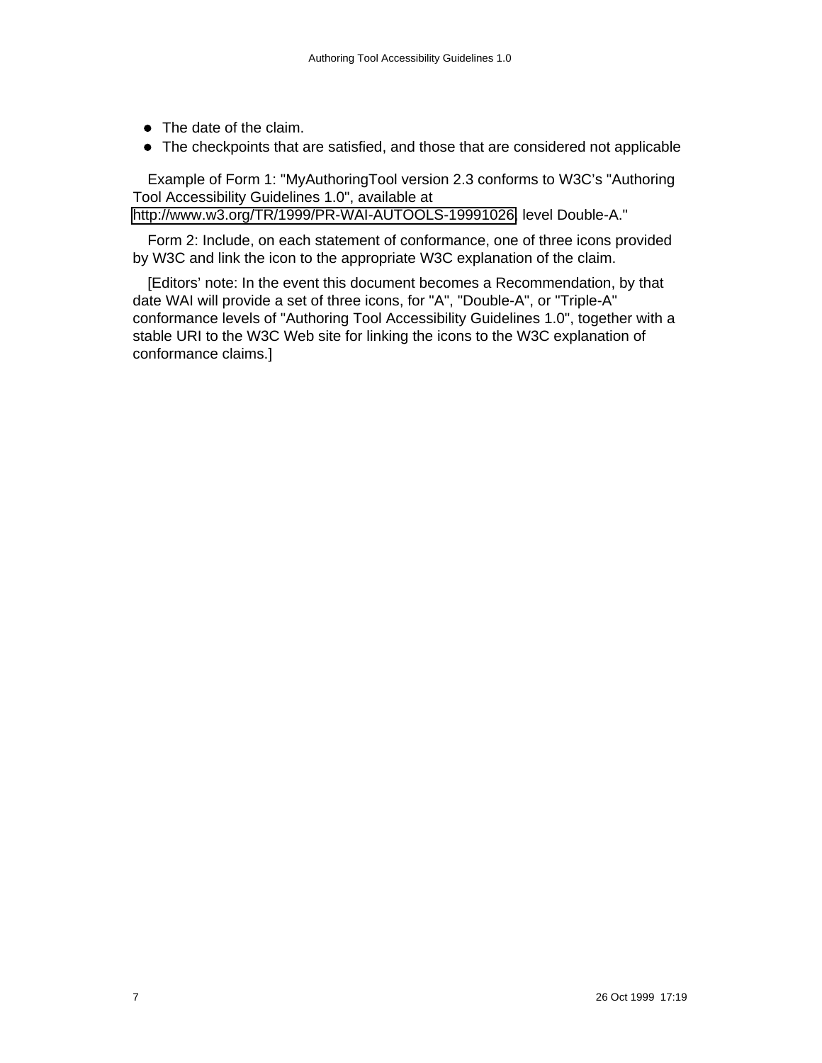- The date of the claim.
- The checkpoints that are satisfied, and those that are considered not applicable

Example of Form 1: "MyAuthoringTool version 2.3 conforms to W3C's "Authoring Tool Accessibility Guidelines 1.0", available at http://www.w3.org/TR/1999/PR-WAI-AUTOOLS-19991026, level Double-A."

Form 2: Include, on each statement of conformance, one of three icons provided by W3C and link the icon to the appropriate W3C explanation of the claim.

[Editors' note: In the event this document becomes a Recommendation, by that date WAI will provide a set of three icons, for "A", "Double-A", or "Triple-A" conformance levels of "Authoring Tool Accessibility Guidelines 1.0", together with a stable URI to the W3C Web site for linking the icons to the W3C explanation of conformance claims.]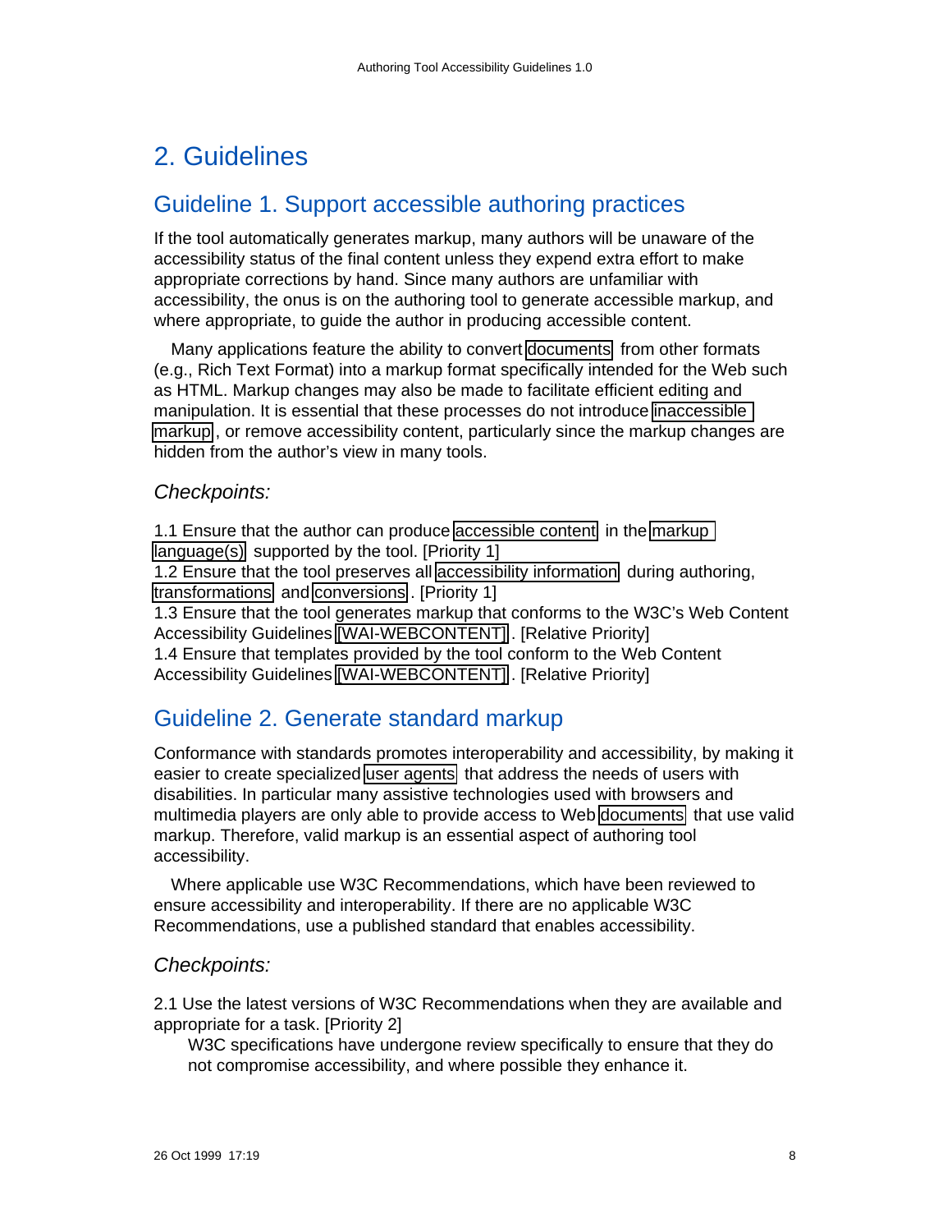# 2. Guidelines

## Guideline 1. Support accessible authoring practices

If the tool automatically generates markup, many authors will be unaware of the accessibility status of the final content unless they expend extra effort to make appropriate corrections by hand. Since many authors are unfamiliar with accessibility, the onus is on the authoring tool to generate accessible markup, and where appropriate, to guide the author in producing accessible content.

Many applications feature the ability to convert documents from other formats (e.g., Rich Text Format) into a markup format specifically intended for the Web such as HTML. Markup changes may also be made to facilitate efficient editing and manipulation. It is essential that these processes do not introduce inaccessible markup, or remove accessibility content, particularly since the markup changes are hidden from the author's view in many tools.

### *Checkpoints:*

1.1 Ensure that the author can produce accessible content in the markup language(s) supported by the tool. [Priority 1]
1.2 Ensure that the tool preserves all accessibility information during authoring, transformations and conversions. [Priority 1]
1.3 Ensure that the tool generates markup that conforms to the W3C's Web Content Accessibility Guidelines [WAI-WEBCONTENT]. [Relative Priority]
1.4 Ensure that templates provided by the tool conform to the Web Content Accessibility Guidelines [WAI-WEBCONTENT]. [Relative Priority]

## Guideline 2. Generate standard markup

Conformance with standards promotes interoperability and accessibility, by making it easier to create specialized user agents that address the needs of users with disabilities. In particular many assistive technologies used with browsers and multimedia players are only able to provide access to Web documents that use valid markup. Therefore, valid markup is an essential aspect of authoring tool accessibility.

Where applicable use W3C Recommendations, which have been reviewed to ensure accessibility and interoperability. If there are no applicable W3C Recommendations, use a published standard that enables accessibility.

### *Checkpoints:*

2.1 Use the latest versions of W3C Recommendations when they are available and appropriate for a task. [Priority 2]
W3C specifications have undergone review specifically to ensure that they do not compromise accessibility, and where possible they enhance it.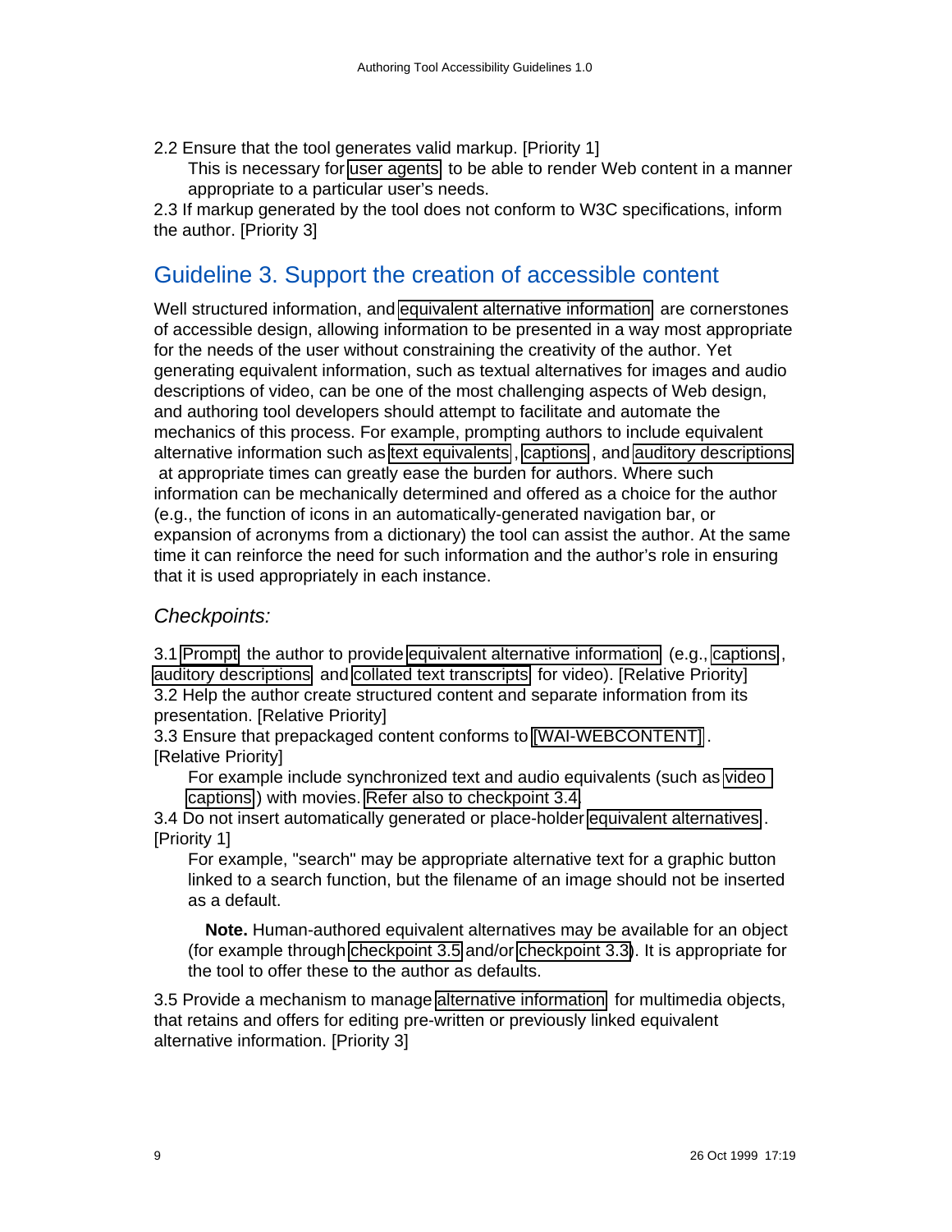2.2 Ensure that the tool generates valid markup. [Priority 1]

This is necessary for user agents to be able to render Web content in a manner appropriate to a particular user's needs.

2.3 If markup generated by the tool does not conform to W3C specifications, inform the author. [Priority 3]

## Guideline 3. Support the creation of accessible content

Well structured information, and equivalent alternative information are cornerstones of accessible design, allowing information to be presented in a way most appropriate for the needs of the user without constraining the creativity of the author. Yet generating equivalent information, such as textual alternatives for images and audio descriptions of video, can be one of the most challenging aspects of Web design, and authoring tool developers should attempt to facilitate and automate the mechanics of this process. For example, prompting authors to include equivalent alternative information such as text equivalents, captions, and auditory descriptions at appropriate times can greatly ease the burden for authors. Where such information can be mechanically determined and offered as a choice for the author (e.g., the function of icons in an automatically-generated navigation bar, or expansion of acronyms from a dictionary) the tool can assist the author. At the same time it can reinforce the need for such information and the author's role in ensuring that it is used appropriately in each instance.

### *Checkpoints:*

3.1 Prompt the author to provide equivalent alternative information (e.g., captions, auditory descriptions and collated text transcripts for video). [Relative Priority]

3.2 Help the author create structured content and separate information from its presentation. [Relative Priority]

3.3 Ensure that prepackaged content conforms to [WAI-WEBCONTENT]. [Relative Priority]

For example include synchronized text and audio equivalents (such as video captions) with movies. Refer also to checkpoint 3.4.

3.4 Do not insert automatically generated or place-holder equivalent alternatives. [Priority 1]

For example, "search" may be appropriate alternative text for a graphic button linked to a search function, but the filename of an image should not be inserted as a default.

**Note.** Human-authored equivalent alternatives may be available for an object (for example through checkpoint 3.5 and/or checkpoint 3.3). It is appropriate for the tool to offer these to the author as defaults.

3.5 Provide a mechanism to manage alternative information for multimedia objects, that retains and offers for editing pre-written or previously linked equivalent alternative information. [Priority 3]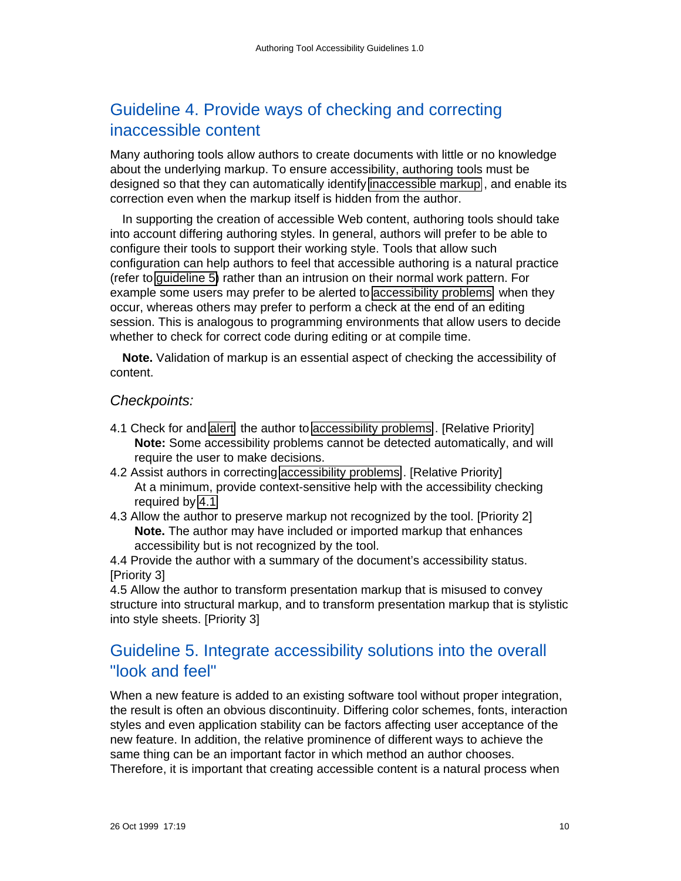## Guideline 4. Provide ways of checking and correcting inaccessible content

Many authoring tools allow authors to create documents with little or no knowledge about the underlying markup. To ensure accessibility, authoring tools must be designed so that they can automatically identify inaccessible markup, and enable its correction even when the markup itself is hidden from the author.

In supporting the creation of accessible Web content, authoring tools should take into account differing authoring styles. In general, authors will prefer to be able to configure their tools to support their working style. Tools that allow such configuration can help authors to feel that accessible authoring is a natural practice (refer to guideline 5) rather than an intrusion on their normal work pattern. For example some users may prefer to be alerted to accessibility problems when they occur, whereas others may prefer to perform a check at the end of an editing session. This is analogous to programming environments that allow users to decide whether to check for correct code during editing or at compile time.

**Note.** Validation of markup is an essential aspect of checking the accessibility of content.

*Checkpoints:*

4.1 Check for and alert the author to accessibility problems. [Relative Priority]
**Note:** Some accessibility problems cannot be detected automatically, and will require the user to make decisions.

4.2 Assist authors in correcting accessibility problems. [Relative Priority]
At a minimum, provide context-sensitive help with the accessibility checking required by 4.1

4.3 Allow the author to preserve markup not recognized by the tool. [Priority 2]
**Note.** The author may have included or imported markup that enhances accessibility but is not recognized by the tool.

4.4 Provide the author with a summary of the document's accessibility status. [Priority 3]

4.5 Allow the author to transform presentation markup that is misused to convey structure into structural markup, and to transform presentation markup that is stylistic into style sheets. [Priority 3]

## Guideline 5. Integrate accessibility solutions into the overall "look and feel"

When a new feature is added to an existing software tool without proper integration, the result is often an obvious discontinuity. Differing color schemes, fonts, interaction styles and even application stability can be factors affecting user acceptance of the new feature. In addition, the relative prominence of different ways to achieve the same thing can be an important factor in which method an author chooses. Therefore, it is important that creating accessible content is a natural process when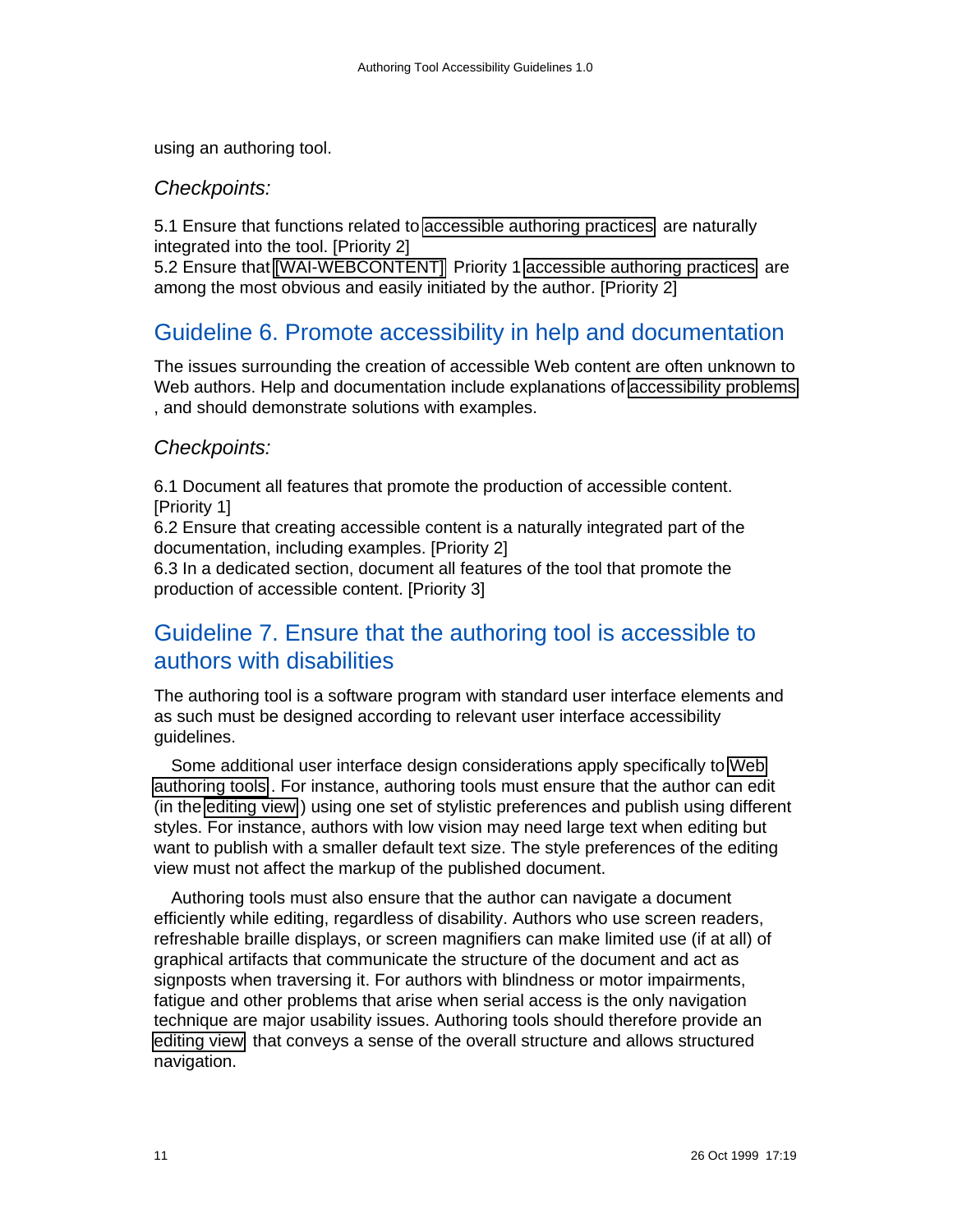using an authoring tool.

*Checkpoints:*

5.1 Ensure that functions related to accessible authoring practices are naturally integrated into the tool. [Priority 2]
5.2 Ensure that [WAI-WEBCONTENT] Priority 1 accessible authoring practices are among the most obvious and easily initiated by the author. [Priority 2]

## Guideline 6. Promote accessibility in help and documentation

The issues surrounding the creation of accessible Web content are often unknown to Web authors. Help and documentation include explanations of accessibility problems, and should demonstrate solutions with examples.

*Checkpoints:*

6.1 Document all features that promote the production of accessible content. [Priority 1]
6.2 Ensure that creating accessible content is a naturally integrated part of the documentation, including examples. [Priority 2]
6.3 In a dedicated section, document all features of the tool that promote the production of accessible content. [Priority 3]

## Guideline 7. Ensure that the authoring tool is accessible to authors with disabilities

The authoring tool is a software program with standard user interface elements and as such must be designed according to relevant user interface accessibility guidelines.

Some additional user interface design considerations apply specifically to Web authoring tools. For instance, authoring tools must ensure that the author can edit (in the editing view) using one set of stylistic preferences and publish using different styles. For instance, authors with low vision may need large text when editing but want to publish with a smaller default text size. The style preferences of the editing view must not affect the markup of the published document.

Authoring tools must also ensure that the author can navigate a document efficiently while editing, regardless of disability. Authors who use screen readers, refreshable braille displays, or screen magnifiers can make limited use (if at all) of graphical artifacts that communicate the structure of the document and act as signposts when traversing it. For authors with blindness or motor impairments, fatigue and other problems that arise when serial access is the only navigation technique are major usability issues. Authoring tools should therefore provide an editing view that conveys a sense of the overall structure and allows structured navigation.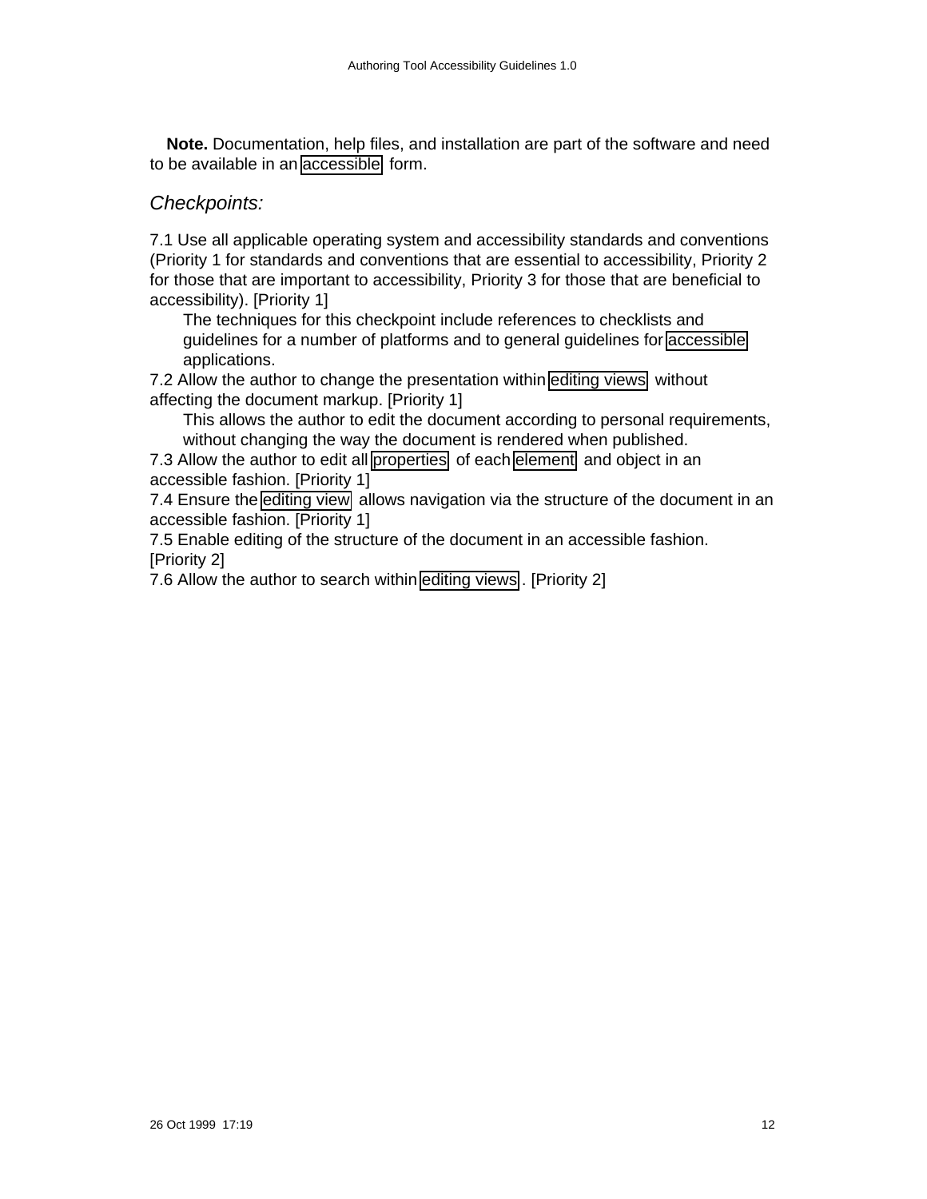**Note.** Documentation, help files, and installation are part of the software and need to be available in an accessible form.

*Checkpoints:*

7.1 Use all applicable operating system and accessibility standards and conventions (Priority 1 for standards and conventions that are essential to accessibility, Priority 2 for those that are important to accessibility, Priority 3 for those that are beneficial to accessibility). [Priority 1]

> The techniques for this checkpoint include references to checklists and guidelines for a number of platforms and to general guidelines for accessible applications.

7.2 Allow the author to change the presentation within editing views without affecting the document markup. [Priority 1]

> This allows the author to edit the document according to personal requirements, without changing the way the document is rendered when published.

7.3 Allow the author to edit all properties of each element and object in an accessible fashion. [Priority 1]

7.4 Ensure the editing view allows navigation via the structure of the document in an accessible fashion. [Priority 1]

7.5 Enable editing of the structure of the document in an accessible fashion. [Priority 2]

7.6 Allow the author to search within editing views. [Priority 2]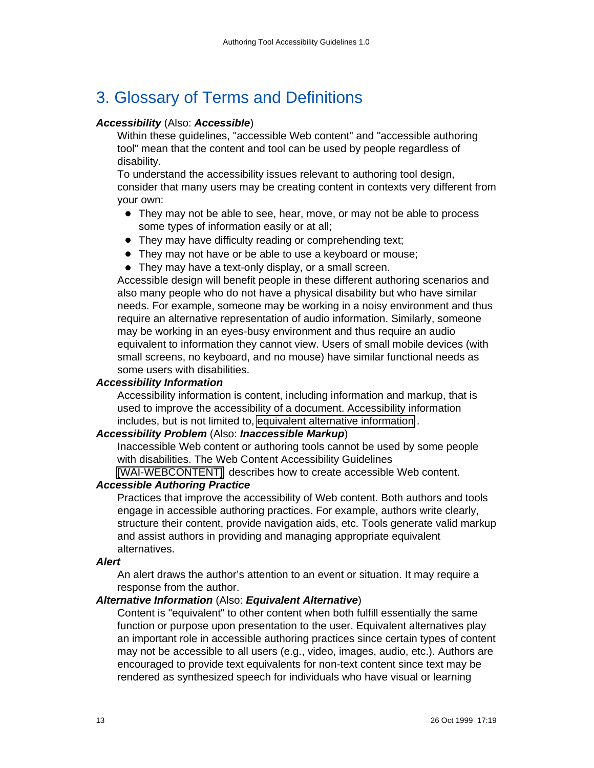# 3. Glossary of Terms and Definitions

***Accessibility*** (Also: ***Accessible***)

Within these guidelines, "accessible Web content" and "accessible authoring tool" mean that the content and tool can be used by people regardless of disability.

To understand the accessibility issues relevant to authoring tool design, consider that many users may be creating content in contexts very different from your own:

- They may not be able to see, hear, move, or may not be able to process some types of information easily or at all;
- They may have difficulty reading or comprehending text;
- They may not have or be able to use a keyboard or mouse;
- They may have a text-only display, or a small screen.

Accessible design will benefit people in these different authoring scenarios and also many people who do not have a physical disability but who have similar needs. For example, someone may be working in a noisy environment and thus require an alternative representation of audio information. Similarly, someone may be working in an eyes-busy environment and thus require an audio equivalent to information they cannot view. Users of small mobile devices (with small screens, no keyboard, and no mouse) have similar functional needs as some users with disabilities.

***Accessibility Information***

Accessibility information is content, including information and markup, that is used to improve the accessibility of a document. Accessibility information includes, but is not limited to, equivalent alternative information.

***Accessibility Problem*** (Also: ***Inaccessible Markup***)

Inaccessible Web content or authoring tools cannot be used by some people with disabilities. The Web Content Accessibility Guidelines [WAI-WEBCONTENT] describes how to create accessible Web content.

***Accessible Authoring Practice***

Practices that improve the accessibility of Web content. Both authors and tools engage in accessible authoring practices. For example, authors write clearly, structure their content, provide navigation aids, etc. Tools generate valid markup and assist authors in providing and managing appropriate equivalent alternatives.

***Alert***

An alert draws the author's attention to an event or situation. It may require a response from the author.

***Alternative Information*** (Also: ***Equivalent Alternative***)

Content is "equivalent" to other content when both fulfill essentially the same function or purpose upon presentation to the user. Equivalent alternatives play an important role in accessible authoring practices since certain types of content may not be accessible to all users (e.g., video, images, audio, etc.). Authors are encouraged to provide text equivalents for non-text content since text may be rendered as synthesized speech for individuals who have visual or learning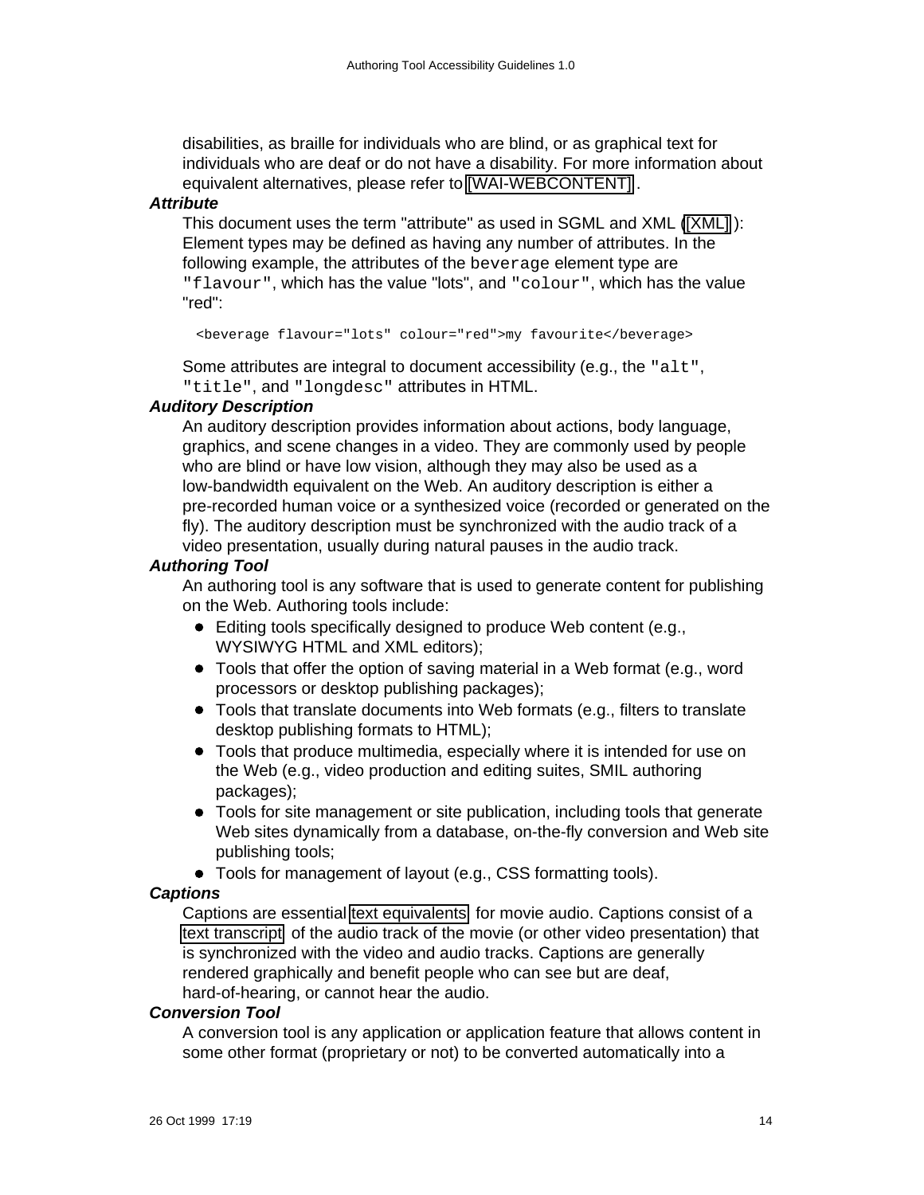disabilities, as braille for individuals who are blind, or as graphical text for individuals who are deaf or do not have a disability. For more information about equivalent alternatives, please refer to [WAI-WEBCONTENT] .

***Attribute***

This document uses the term "attribute" as used in SGML and XML ([XML] ): Element types may be defined as having any number of attributes. In the following example, the attributes of the `beverage` element type are `"flavour"`, which has the value "lots", and `"colour"`, which has the value "red":

```
<beverage flavour="lots" colour="red">my favourite</beverage>
```

Some attributes are integral to document accessibility (e.g., the `"alt"`, `"title"`, and `"longdesc"` attributes in HTML.

***Auditory Description***

An auditory description provides information about actions, body language, graphics, and scene changes in a video. They are commonly used by people who are blind or have low vision, although they may also be used as a low-bandwidth equivalent on the Web. An auditory description is either a pre-recorded human voice or a synthesized voice (recorded or generated on the fly). The auditory description must be synchronized with the audio track of a video presentation, usually during natural pauses in the audio track.

***Authoring Tool***

An authoring tool is any software that is used to generate content for publishing on the Web. Authoring tools include:

- Editing tools specifically designed to produce Web content (e.g., WYSIWYG HTML and XML editors);
- Tools that offer the option of saving material in a Web format (e.g., word processors or desktop publishing packages);
- Tools that translate documents into Web formats (e.g., filters to translate desktop publishing formats to HTML);
- Tools that produce multimedia, especially where it is intended for use on the Web (e.g., video production and editing suites, SMIL authoring packages);
- Tools for site management or site publication, including tools that generate Web sites dynamically from a database, on-the-fly conversion and Web site publishing tools;
- Tools for management of layout (e.g., CSS formatting tools).

***Captions***

Captions are essential text equivalents for movie audio. Captions consist of a text transcript of the audio track of the movie (or other video presentation) that is synchronized with the video and audio tracks. Captions are generally rendered graphically and benefit people who can see but are deaf, hard-of-hearing, or cannot hear the audio.

***Conversion Tool***

A conversion tool is any application or application feature that allows content in some other format (proprietary or not) to be converted automatically into a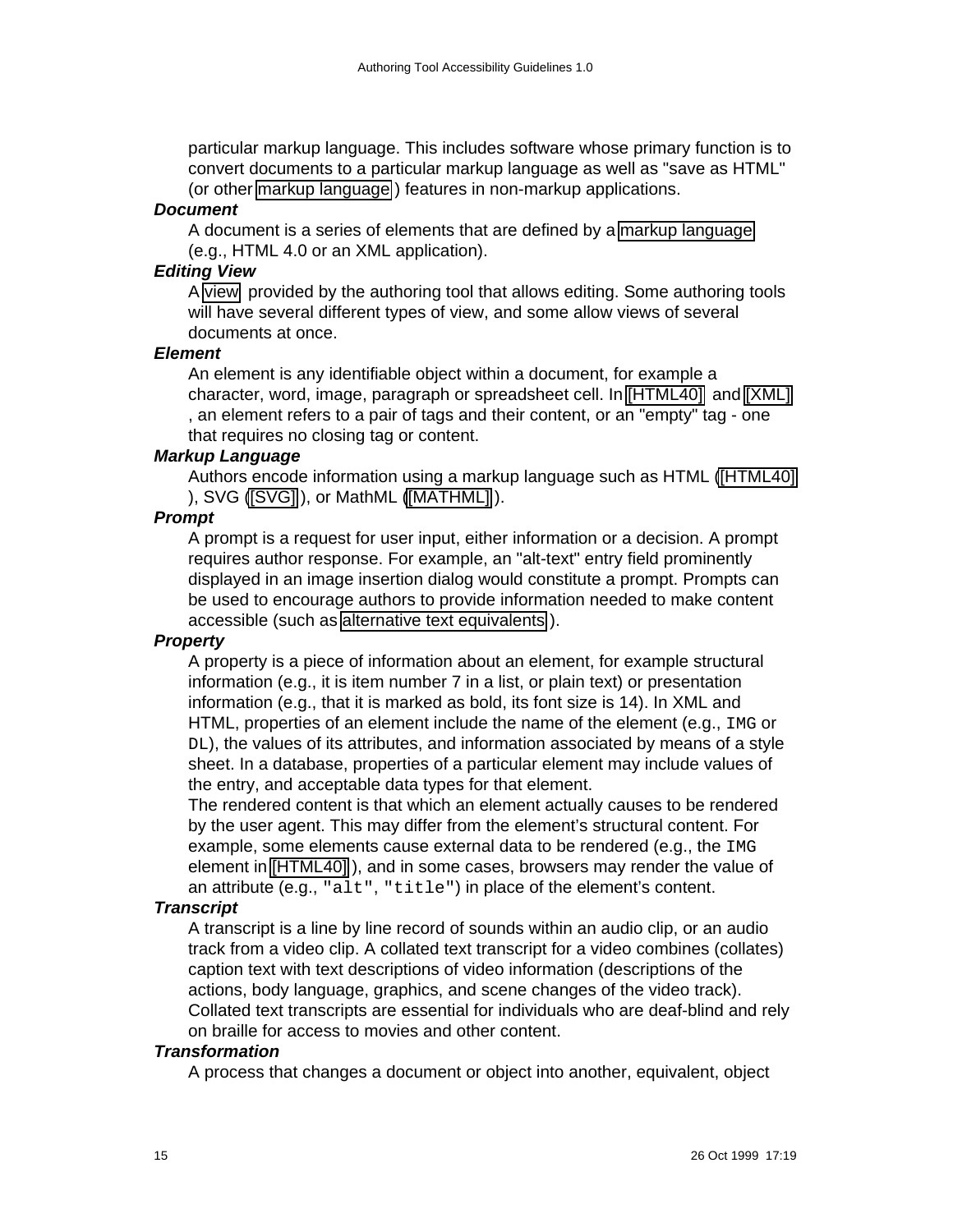particular markup language. This includes software whose primary function is to convert documents to a particular markup language as well as "save as HTML" (or other markup language ) features in non-markup applications.

***Document***

A document is a series of elements that are defined by a markup language (e.g., HTML 4.0 or an XML application).

***Editing View***

A view provided by the authoring tool that allows editing. Some authoring tools will have several different types of view, and some allow views of several documents at once.

***Element***

An element is any identifiable object within a document, for example a character, word, image, paragraph or spreadsheet cell. In [HTML40] and [XML] , an element refers to a pair of tags and their content, or an "empty" tag - one that requires no closing tag or content.

***Markup Language***

Authors encode information using a markup language such as HTML ([HTML40] ), SVG ([SVG]), or MathML ([MATHML]).

***Prompt***

A prompt is a request for user input, either information or a decision. A prompt requires author response. For example, an "alt-text" entry field prominently displayed in an image insertion dialog would constitute a prompt. Prompts can be used to encourage authors to provide information needed to make content accessible (such as alternative text equivalents ).

***Property***

A property is a piece of information about an element, for example structural information (e.g., it is item number 7 in a list, or plain text) or presentation information (e.g., that it is marked as bold, its font size is 14). In XML and HTML, properties of an element include the name of the element (e.g., `IMG` or `DL`), the values of its attributes, and information associated by means of a style sheet. In a database, properties of a particular element may include values of the entry, and acceptable data types for that element.

The rendered content is that which an element actually causes to be rendered by the user agent. This may differ from the element's structural content. For example, some elements cause external data to be rendered (e.g., the `IMG` element in [HTML40] ), and in some cases, browsers may render the value of an attribute (e.g., `"alt"`, `"title"`) in place of the element's content.

***Transcript***

A transcript is a line by line record of sounds within an audio clip, or an audio track from a video clip. A collated text transcript for a video combines (collates) caption text with text descriptions of video information (descriptions of the actions, body language, graphics, and scene changes of the video track). Collated text transcripts are essential for individuals who are deaf-blind and rely on braille for access to movies and other content.

***Transformation***

A process that changes a document or object into another, equivalent, object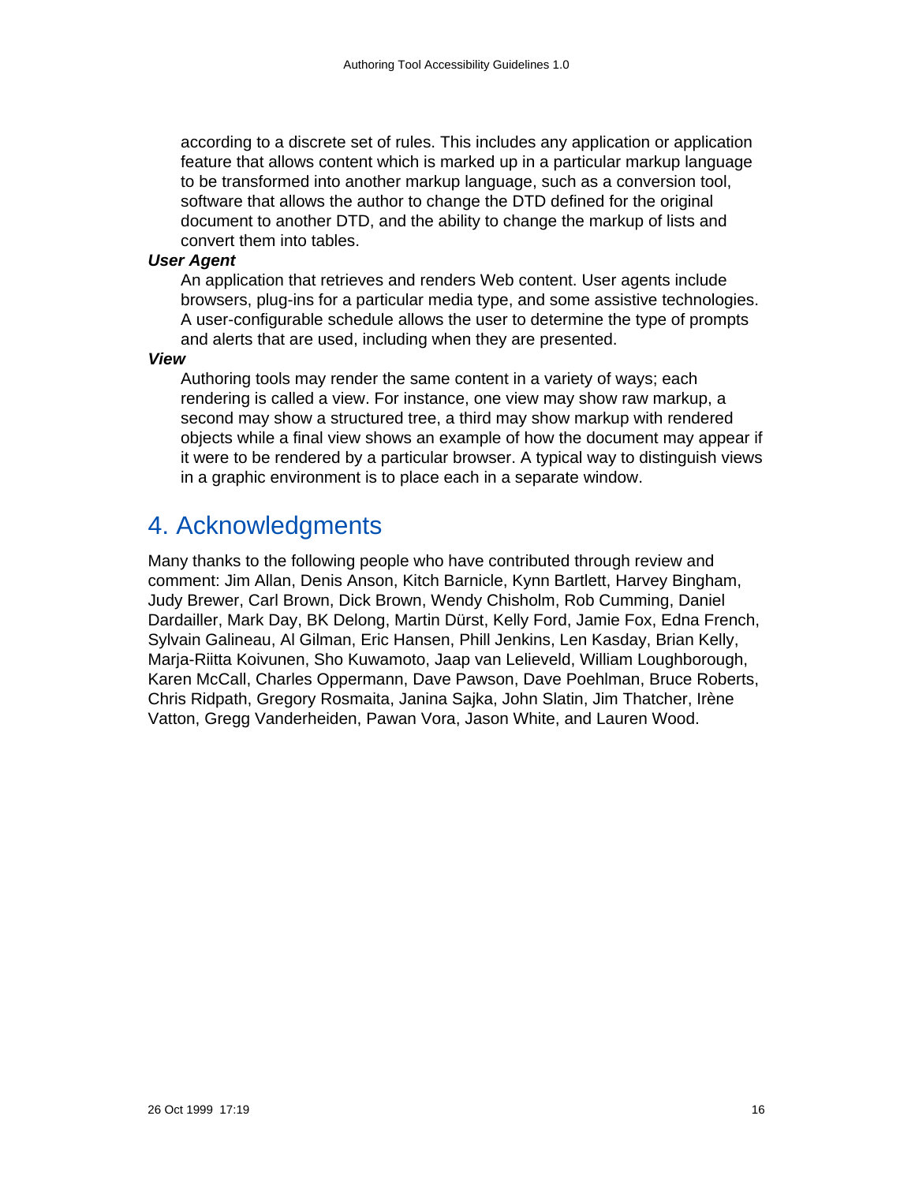according to a discrete set of rules. This includes any application or application feature that allows content which is marked up in a particular markup language to be transformed into another markup language, such as a conversion tool, software that allows the author to change the DTD defined for the original document to another DTD, and the ability to change the markup of lists and convert them into tables.

***User Agent***

An application that retrieves and renders Web content. User agents include browsers, plug-ins for a particular media type, and some assistive technologies. A user-configurable schedule allows the user to determine the type of prompts and alerts that are used, including when they are presented.

***View***

Authoring tools may render the same content in a variety of ways; each rendering is called a view. For instance, one view may show raw markup, a second may show a structured tree, a third may show markup with rendered objects while a final view shows an example of how the document may appear if it were to be rendered by a particular browser. A typical way to distinguish views in a graphic environment is to place each in a separate window.

## 4. Acknowledgments

Many thanks to the following people who have contributed through review and comment: Jim Allan, Denis Anson, Kitch Barnicle, Kynn Bartlett, Harvey Bingham, Judy Brewer, Carl Brown, Dick Brown, Wendy Chisholm, Rob Cumming, Daniel Dardailler, Mark Day, BK Delong, Martin Dürst, Kelly Ford, Jamie Fox, Edna French, Sylvain Galineau, Al Gilman, Eric Hansen, Phill Jenkins, Len Kasday, Brian Kelly, Marja-Riitta Koivunen, Sho Kuwamoto, Jaap van Lelieveld, William Loughborough, Karen McCall, Charles Oppermann, Dave Pawson, Dave Poehlman, Bruce Roberts, Chris Ridpath, Gregory Rosmaita, Janina Sajka, John Slatin, Jim Thatcher, Irène Vatton, Gregg Vanderheiden, Pawan Vora, Jason White, and Lauren Wood.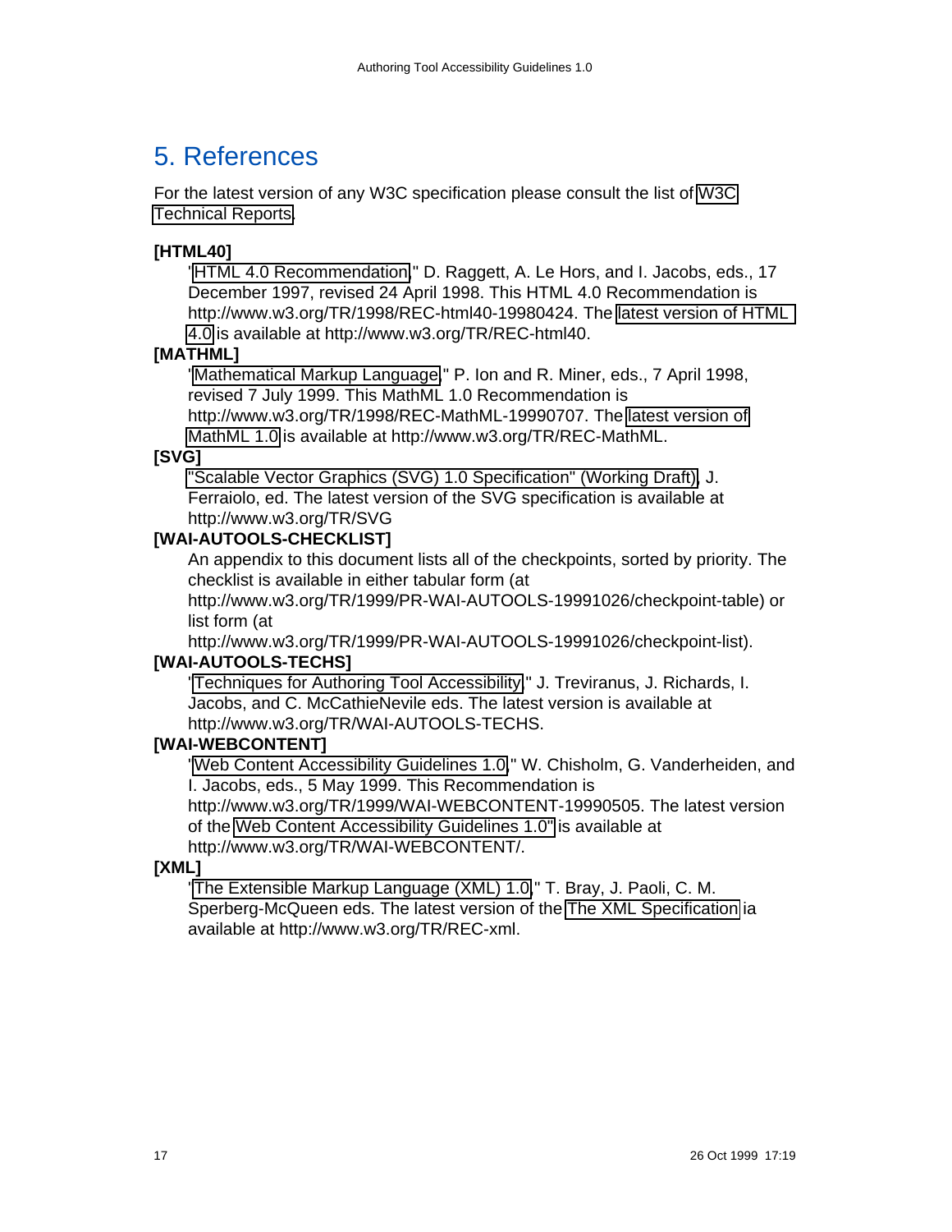# 5. References

For the latest version of any W3C specification please consult the list of W3C Technical Reports.

**[HTML40]**
"HTML 4.0 Recommendation," D. Raggett, A. Le Hors, and I. Jacobs, eds., 17 December 1997, revised 24 April 1998. This HTML 4.0 Recommendation is http://www.w3.org/TR/1998/REC-html40-19980424. The latest version of HTML 4.0 is available at http://www.w3.org/TR/REC-html40.

**[MATHML]**
"Mathematical Markup Language," P. Ion and R. Miner, eds., 7 April 1998, revised 7 July 1999. This MathML 1.0 Recommendation is http://www.w3.org/TR/1998/REC-MathML-19990707. The latest version of MathML 1.0 is available at http://www.w3.org/TR/REC-MathML.

**[SVG]**
"Scalable Vector Graphics (SVG) 1.0 Specification" (Working Draft), J. Ferraiolo, ed. The latest version of the SVG specification is available at http://www.w3.org/TR/SVG

**[WAI-AUTOOLS-CHECKLIST]**
An appendix to this document lists all of the checkpoints, sorted by priority. The checklist is available in either tabular form (at http://www.w3.org/TR/1999/PR-WAI-AUTOOLS-19991026/checkpoint-table) or list form (at http://www.w3.org/TR/1999/PR-WAI-AUTOOLS-19991026/checkpoint-list).

**[WAI-AUTOOLS-TECHS]**
"Techniques for Authoring Tool Accessibility," J. Treviranus, J. Richards, I. Jacobs, and C. McCathieNevile eds. The latest version is available at http://www.w3.org/TR/WAI-AUTOOLS-TECHS.

**[WAI-WEBCONTENT]**
"Web Content Accessibility Guidelines 1.0," W. Chisholm, G. Vanderheiden, and I. Jacobs, eds., 5 May 1999. This Recommendation is http://www.w3.org/TR/1999/WAI-WEBCONTENT-19990505. The latest version of the Web Content Accessibility Guidelines 1.0" is available at http://www.w3.org/TR/WAI-WEBCONTENT/.

**[XML]**
"The Extensible Markup Language (XML) 1.0," T. Bray, J. Paoli, C. M. Sperberg-McQueen eds. The latest version of the The XML Specification ia available at http://www.w3.org/TR/REC-xml.